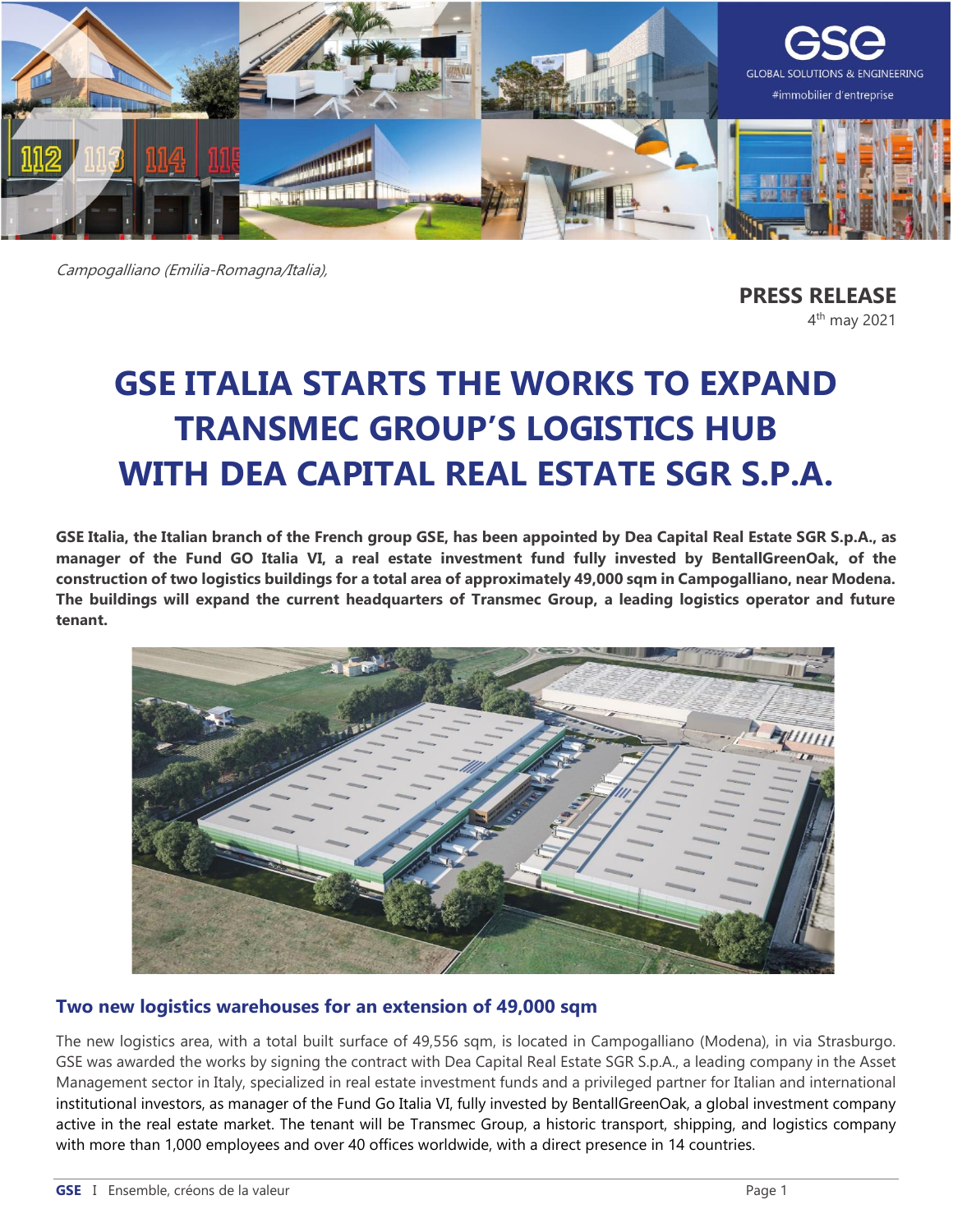*Campogalliano (Emilia-Romagna/Italia),*

**PRESS RELEASE**
4th may 2021

# GSE ITALIA STARTS THE WORKS TO EXPAND TRANSMEC GROUP'S LOGISTICS HUB WITH DEA CAPITAL REAL ESTATE SGR S.P.A.

**GSE Italia, the Italian branch of the French group GSE, has been appointed by Dea Capital Real Estate SGR S.p.A., as manager of the Fund GO Italia VI, a real estate investment fund fully invested by BentallGreenOak, of the construction of two logistics buildings for a total area of approximately 49,000 sqm in Campogalliano, near Modena. The buildings will expand the current headquarters of Transmec Group, a leading logistics operator and future tenant.**

## Two new logistics warehouses for an extension of 49,000 sqm

The new logistics area, with a total built surface of 49,556 sqm, is located in Campogalliano (Modena), in via Strasburgo. GSE was awarded the works by signing the contract with Dea Capital Real Estate SGR S.p.A., a leading company in the Asset Management sector in Italy, specialized in real estate investment funds and a privileged partner for Italian and international institutional investors, as manager of the Fund Go Italia VI, fully invested by BentallGreenOak, a global investment company active in the real estate market. The tenant will be Transmec Group, a historic transport, shipping, and logistics company with more than 1,000 employees and over 40 offices worldwide, with a direct presence in 14 countries.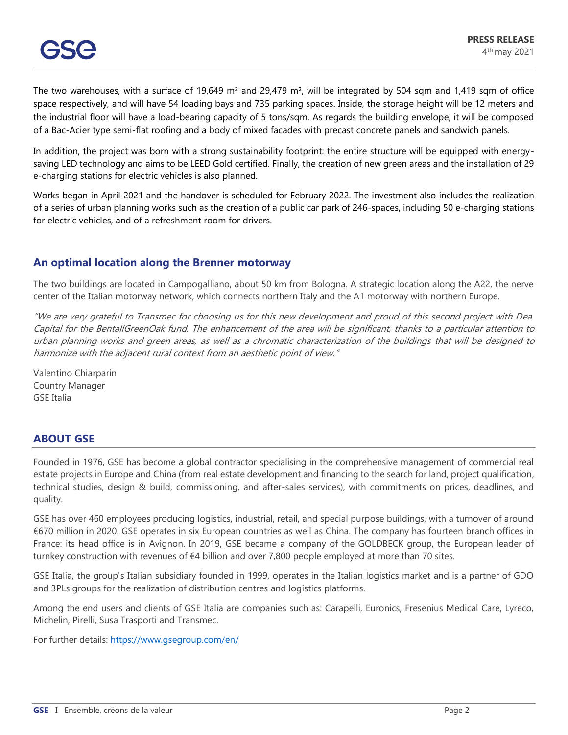The two warehouses, with a surface of 19,649 m² and 29,479 m², will be integrated by 504 sqm and 1,419 sqm of office space respectively, and will have 54 loading bays and 735 parking spaces. Inside, the storage height will be 12 meters and the industrial floor will have a load-bearing capacity of 5 tons/sqm. As regards the building envelope, it will be composed of a Bac-Acier type semi-flat roofing and a body of mixed facades with precast concrete panels and sandwich panels.

In addition, the project was born with a strong sustainability footprint: the entire structure will be equipped with energy-saving LED technology and aims to be LEED Gold certified. Finally, the creation of new green areas and the installation of 29 e-charging stations for electric vehicles is also planned.

Works began in April 2021 and the handover is scheduled for February 2022. The investment also includes the realization of a series of urban planning works such as the creation of a public car park of 246-spaces, including 50 e-charging stations for electric vehicles, and of a refreshment room for drivers.

## An optimal location along the Brenner motorway

The two buildings are located in Campogalliano, about 50 km from Bologna. A strategic location along the A22, the nerve center of the Italian motorway network, which connects northern Italy and the A1 motorway with northern Europe.

*"We are very grateful to Transmec for choosing us for this new development and proud of this second project with Dea Capital for the BentallGreenOak fund. The enhancement of the area will be significant, thanks to a particular attention to urban planning works and green areas, as well as a chromatic characterization of the buildings that will be designed to harmonize with the adjacent rural context from an aesthetic point of view."*

Valentino Chiarparin
Country Manager
GSE Italia

## ABOUT GSE

Founded in 1976, GSE has become a global contractor specialising in the comprehensive management of commercial real estate projects in Europe and China (from real estate development and financing to the search for land, project qualification, technical studies, design & build, commissioning, and after-sales services), with commitments on prices, deadlines, and quality.

GSE has over 460 employees producing logistics, industrial, retail, and special purpose buildings, with a turnover of around €670 million in 2020. GSE operates in six European countries as well as China. The company has fourteen branch offices in France: its head office is in Avignon. In 2019, GSE became a company of the GOLDBECK group, the European leader of turnkey construction with revenues of €4 billion and over 7,800 people employed at more than 70 sites.

GSE Italia, the group's Italian subsidiary founded in 1999, operates in the Italian logistics market and is a partner of GDO and 3PLs groups for the realization of distribution centres and logistics platforms.

Among the end users and clients of GSE Italia are companies such as: Carapelli, Euronics, Fresenius Medical Care, Lyreco, Michelin, Pirelli, Susa Trasporti and Transmec.

For further details: [https://www.gsegroup.com/en/](https://www.gsegroup.com/en/)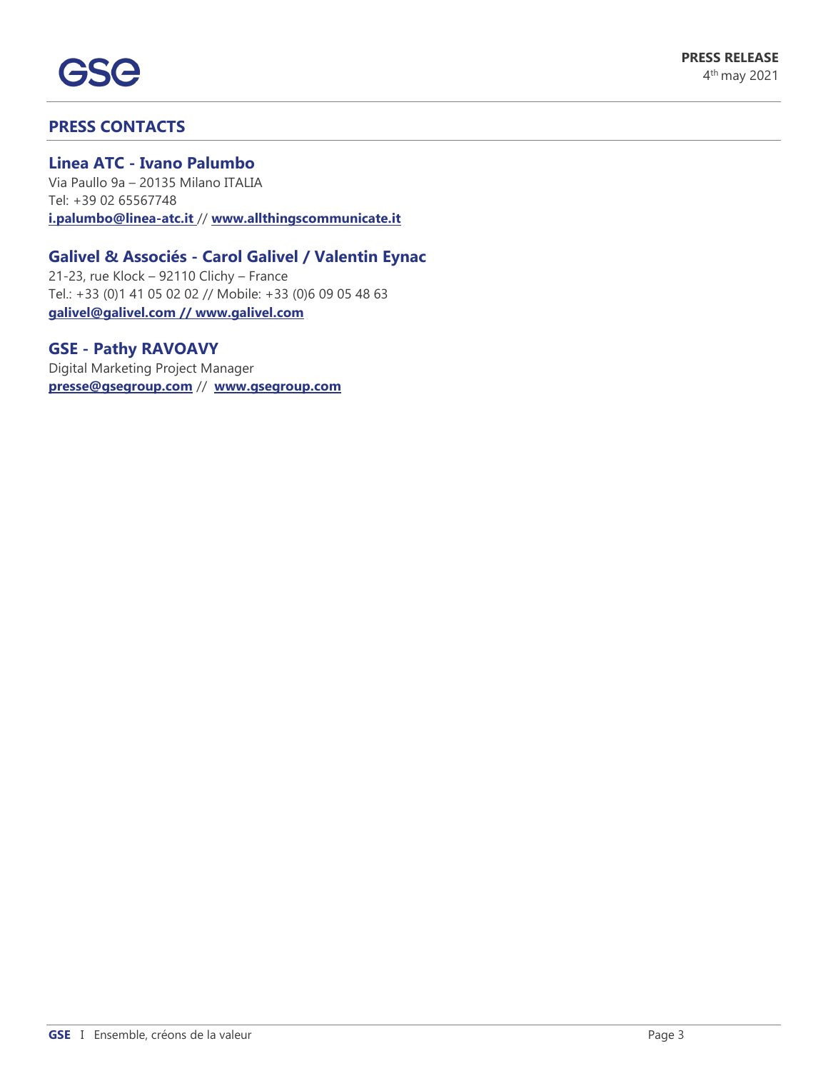## PRESS CONTACTS

### Linea ATC - Ivano Palumbo

Via Paullo 9a – 20135 Milano ITALIA
Tel: +39 02 65567748
**i.palumbo@linea-atc.it** // **www.allthingscommunicate.it**

### Galivel & Associés - Carol Galivel / Valentin Eynac

21-23, rue Klock – 92110 Clichy – France
Tel.: +33 (0)1 41 05 02 02 // Mobile: +33 (0)6 09 05 48 63
**galivel@galivel.com // www.galivel.com**

### GSE - Pathy RAVOAVY

Digital Marketing Project Manager
**presse@gsegroup.com** // **www.gsegroup.com**